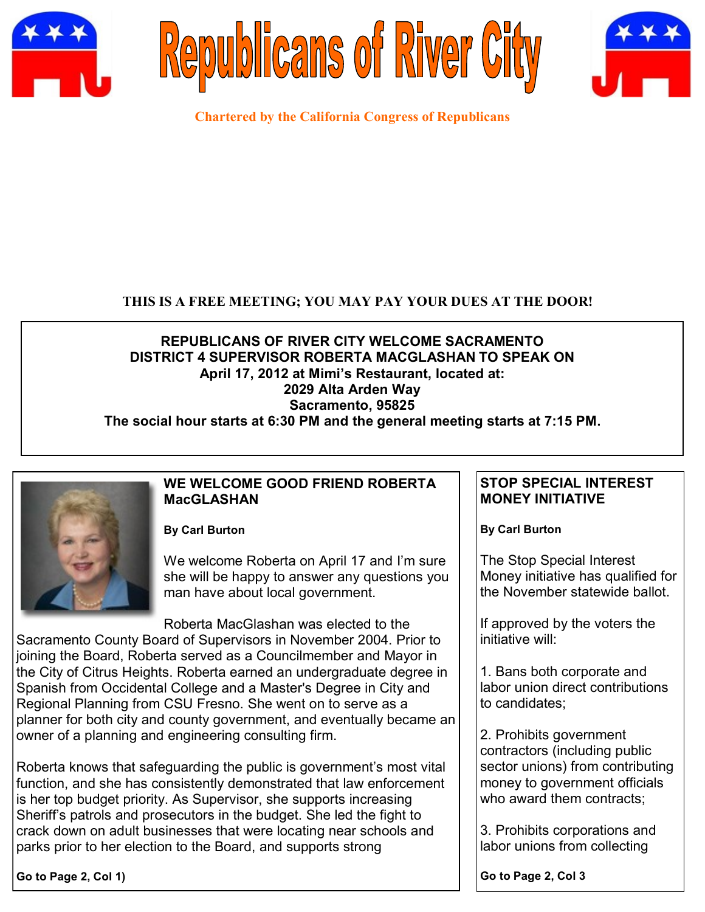# Republicans of River City

**Chartered by the California Congress of Republicans**

**THIS IS A FREE MEETING; YOU MAY PAY YOUR DUES AT THE DOOR!**

**REPUBLICANS OF RIVER CITY WELCOME SACRAMENTO DISTRICT 4 SUPERVISOR ROBERTA MACGLASHAN TO SPEAK ON April 17, 2012 at Mimi's Restaurant, located at:**
**2029 Alta Arden Way**
**Sacramento, 95825**
**The social hour starts at 6:30 PM and the general meeting starts at 7:15 PM.**

## WE WELCOME GOOD FRIEND ROBERTA MacGLASHAN

**By Carl Burton**

We welcome Roberta on April 17 and I'm sure she will be happy to answer any questions you man have about local government.

Roberta MacGlashan was elected to the Sacramento County Board of Supervisors in November 2004. Prior to joining the Board, Roberta served as a Councilmember and Mayor in the City of Citrus Heights. Roberta earned an undergraduate degree in Spanish from Occidental College and a Master's Degree in City and Regional Planning from CSU Fresno. She went on to serve as a planner for both city and county government, and eventually became an owner of a planning and engineering consulting firm.

Roberta knows that safeguarding the public is government's most vital function, and she has consistently demonstrated that law enforcement is her top budget priority. As Supervisor, she supports increasing Sheriff's patrols and prosecutors in the budget. She led the fight to crack down on adult businesses that were locating near schools and parks prior to her election to the Board, and supports strong

**Go to Page 2, Col 1)**

## STOP SPECIAL INTEREST MONEY INITIATIVE

**By Carl Burton**

The Stop Special Interest Money initiative has qualified for the November statewide ballot.

If approved by the voters the initiative will:

1. Bans both corporate and labor union direct contributions to candidates;

2. Prohibits government contractors (including public sector unions) from contributing money to government officials who award them contracts;

3. Prohibits corporations and labor unions from collecting

**Go to Page 2, Col 3**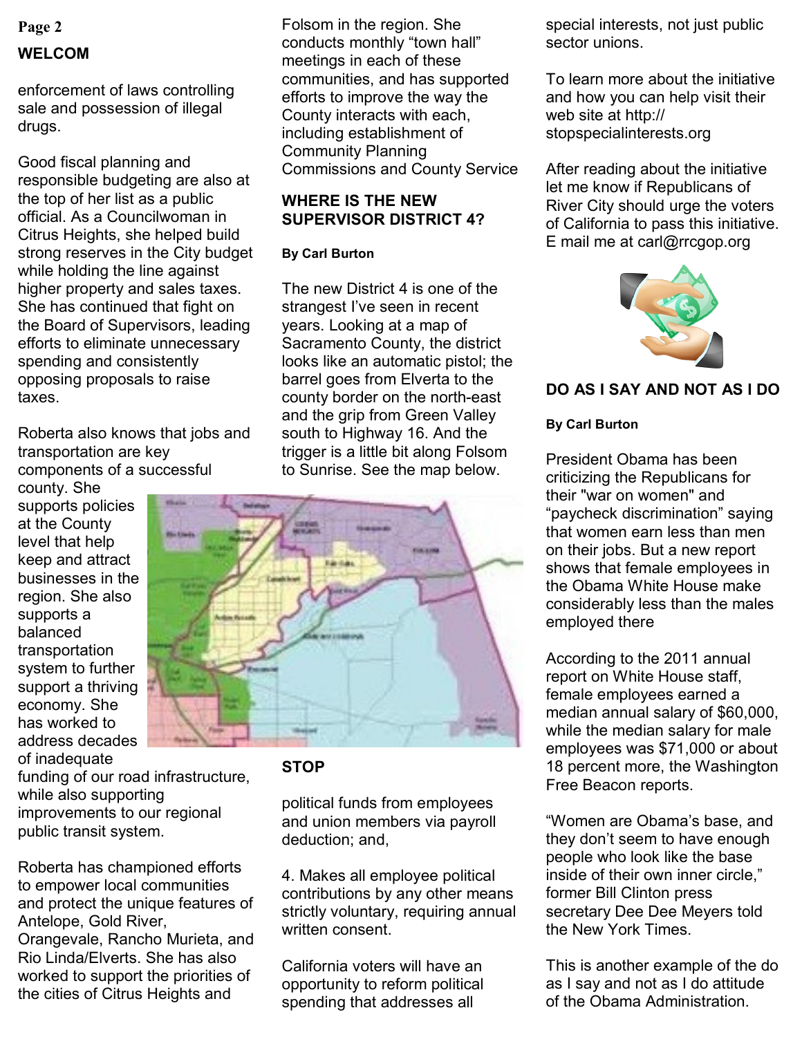## WELCOM

enforcement of laws controlling sale and possession of illegal drugs.

Good fiscal planning and responsible budgeting are also at the top of her list as a public official. As a Councilwoman in Citrus Heights, she helped build strong reserves in the City budget while holding the line against higher property and sales taxes. She has continued that fight on the Board of Supervisors, leading efforts to eliminate unnecessary spending and consistently opposing proposals to raise taxes.

Roberta also knows that jobs and transportation are key components of a successful county. She supports policies at the County level that help keep and attract businesses in the region. She also supports a balanced transportation system to further support a thriving economy. She has worked to address decades of inadequate funding of our road infrastructure, while also supporting improvements to our regional public transit system.

Roberta has championed efforts to empower local communities and protect the unique features of Antelope, Gold River, Orangevale, Rancho Murieta, and Rio Linda/Elverts. She has also worked to support the priorities of the cities of Citrus Heights and Folsom in the region. She conducts monthly "town hall" meetings in each of these communities, and has supported efforts to improve the way the County interacts with each, including establishment of Community Planning Commissions and County Service

## WHERE IS THE NEW SUPERVISOR DISTRICT 4?

**By Carl Burton**

The new District 4 is one of the strangest I've seen in recent years. Looking at a map of Sacramento County, the district looks like an automatic pistol; the barrel goes from Elverta to the county border on the north-east and the grip from Green Valley south to Highway 16. And the trigger is a little bit along Folsom to Sunrise. See the map below.

## STOP

political funds from employees and union members via payroll deduction; and,

4. Makes all employee political contributions by any other means strictly voluntary, requiring annual written consent.

California voters will have an opportunity to reform political spending that addresses all special interests, not just public sector unions.

To learn more about the initiative and how you can help visit their web site at http://stopspecialinterests.org

After reading about the initiative let me know if Republicans of River City should urge the voters of California to pass this initiative. E mail me at carl@rrcgop.org

## DO AS I SAY AND NOT AS I DO

**By Carl Burton**

President Obama has been criticizing the Republicans for their "war on women" and "paycheck discrimination" saying that women earn less than men on their jobs. But a new report shows that female employees in the Obama White House make considerably less than the males employed there

According to the 2011 annual report on White House staff, female employees earned a median annual salary of $60,000, while the median salary for male employees was $71,000 or about 18 percent more, the Washington Free Beacon reports.

"Women are Obama's base, and they don't seem to have enough people who look like the base inside of their own inner circle," former Bill Clinton press secretary Dee Dee Meyers told the New York Times.

This is another example of the do as I say and not as I do attitude of the Obama Administration.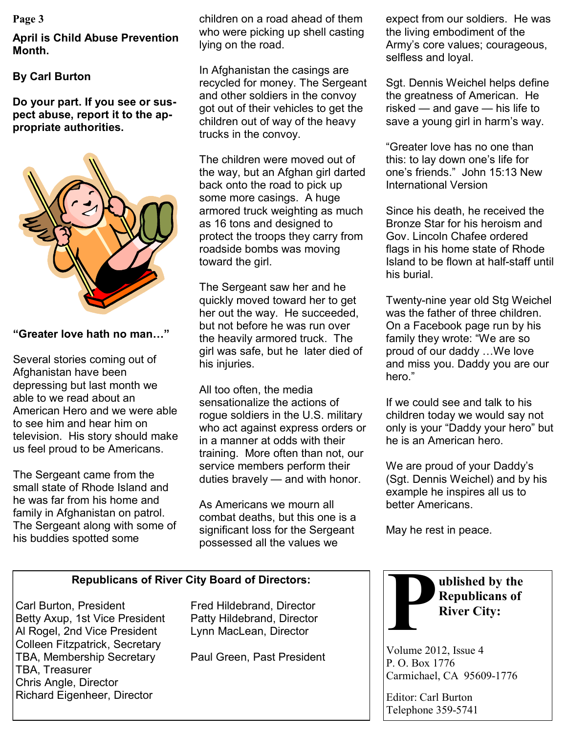**April is Child Abuse Prevention Month.**

**By Carl Burton**

**Do your part. If you see or suspect abuse, report it to the appropriate authorities.**

## "Greater love hath no man…"

Several stories coming out of Afghanistan have been depressing but last month we able to we read about an American Hero and we were able to see him and hear him on television. His story should make us feel proud to be Americans.

The Sergeant came from the small state of Rhode Island and he was far from his home and family in Afghanistan on patrol. The Sergeant along with some of his buddies spotted some children on a road ahead of them who were picking up shell casting lying on the road.

In Afghanistan the casings are recycled for money. The Sergeant and other soldiers in the convoy got out of their vehicles to get the children out of way of the heavy trucks in the convoy.

The children were moved out of the way, but an Afghan girl darted back onto the road to pick up some more casings. A huge armored truck weighting as much as 16 tons and designed to protect the troops they carry from roadside bombs was moving toward the girl.

The Sergeant saw her and he quickly moved toward her to get her out the way. He succeeded, but not before he was run over the heavily armored truck. The girl was safe, but he later died of his injuries.

All too often, the media sensationalize the actions of rogue soldiers in the U.S. military who act against express orders or in a manner at odds with their training. More often than not, our service members perform their duties bravely — and with honor.

As Americans we mourn all combat deaths, but this one is a significant loss for the Sergeant possessed all the values we expect from our soldiers. He was the living embodiment of the Army's core values; courageous, selfless and loyal.

Sgt. Dennis Weichel helps define the greatness of American. He risked — and gave — his life to save a young girl in harm's way.

"Greater love has no one than this: to lay down one's life for one's friends." John 15:13 New International Version

Since his death, he received the Bronze Star for his heroism and Gov. Lincoln Chafee ordered flags in his home state of Rhode Island to be flown at half-staff until his burial.

Twenty-nine year old Stg Weichel was the father of three children. On a Facebook page run by his family they wrote: "We are so proud of our daddy …We love and miss you. Daddy you are our hero."

If we could see and talk to his children today we would say not only is your "Daddy your hero" but he is an American hero.

We are proud of your Daddy's (Sgt. Dennis Weichel) and by his example he inspires all us to better Americans.

May he rest in peace.

---

**Republicans of River City Board of Directors:**

Carl Burton, President
Betty Axup, 1st Vice President
Al Rogel, 2nd Vice President
Colleen Fitzpatrick, Secretary
TBA, Membership Secretary
TBA, Treasurer
Chris Angle, Director
Richard Eigenheer, Director
Fred Hildebrand, Director
Patty Hildebrand, Director
Lynn MacLean, Director

Paul Green, Past President

---

**Published by the Republicans of River City:**

Volume 2012, Issue 4
P. O. Box 1776
Carmichael, CA 95609-1776

Editor: Carl Burton
Telephone 359-5741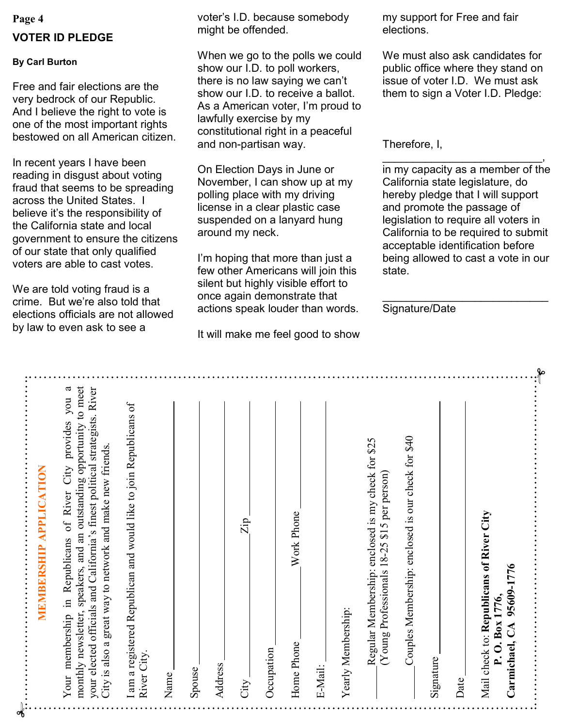## VOTER ID PLEDGE

**By Carl Burton**

Free and fair elections are the very bedrock of our Republic. And I believe the right to vote is one of the most important rights bestowed on all American citizen.

In recent years I have been reading in disgust about voting fraud that seems to be spreading across the United States. I believe it's the responsibility of the California state and local government to ensure the citizens of our state that only qualified voters are able to cast votes.

We are told voting fraud is a crime. But we're also told that elections officials are not allowed by law to even ask to see a voter's I.D. because somebody might be offended.

When we go to the polls we could show our I.D. to poll workers, there is no law saying we can't show our I.D. to receive a ballot. As a American voter, I'm proud to lawfully exercise by my constitutional right in a peaceful and non-partisan way.

On Election Days in June or November, I can show up at my polling place with my driving license in a clear plastic case suspended on a lanyard hung around my neck.

I'm hoping that more than just a few other Americans will join this silent but highly visible effort to once again demonstrate that actions speak louder than words.

It will make me feel good to show my support for Free and fair elections.

We must also ask candidates for public office where they stand on issue of voter I.D. We must ask them to sign a Voter I.D. Pledge:

Therefore, I, ___________________________, in my capacity as a member of the California state legislature, do hereby pledge that I will support and promote the passage of legislation to require all voters in California to be required to submit acceptable identification before being allowed to cast a vote in our state.

___________________________
Signature/Date

---

### MEMBERSHIP APPLICATION

Your membership in Republicans of River City provides you a monthly newsletter, speakers, and an outstanding opportunity to meet your elected officials and California's finest political strategists. River City is also a great way to network and make new friends.

I am a registered Republican and would like to join Republicans of River City.

Name ___________________________

Spouse ___________________________

Address ___________________________

City ______________ Zip ___________

Occupation ___________________________

Home Phone ____________ Work Phone ____________

E-Mail: ___________________________

Yearly Membership:

____ Regular Membership: enclosed is my check for $25 (Young Professionals 18-25 $15 per person)

____ Couples Membership: enclosed is our check for $40

Signature ___________________________

Date ___________________________

Mail check to: **Republicans of River City**
**P. O. Box 1776,**
**Carmichael, CA 95609-1776**